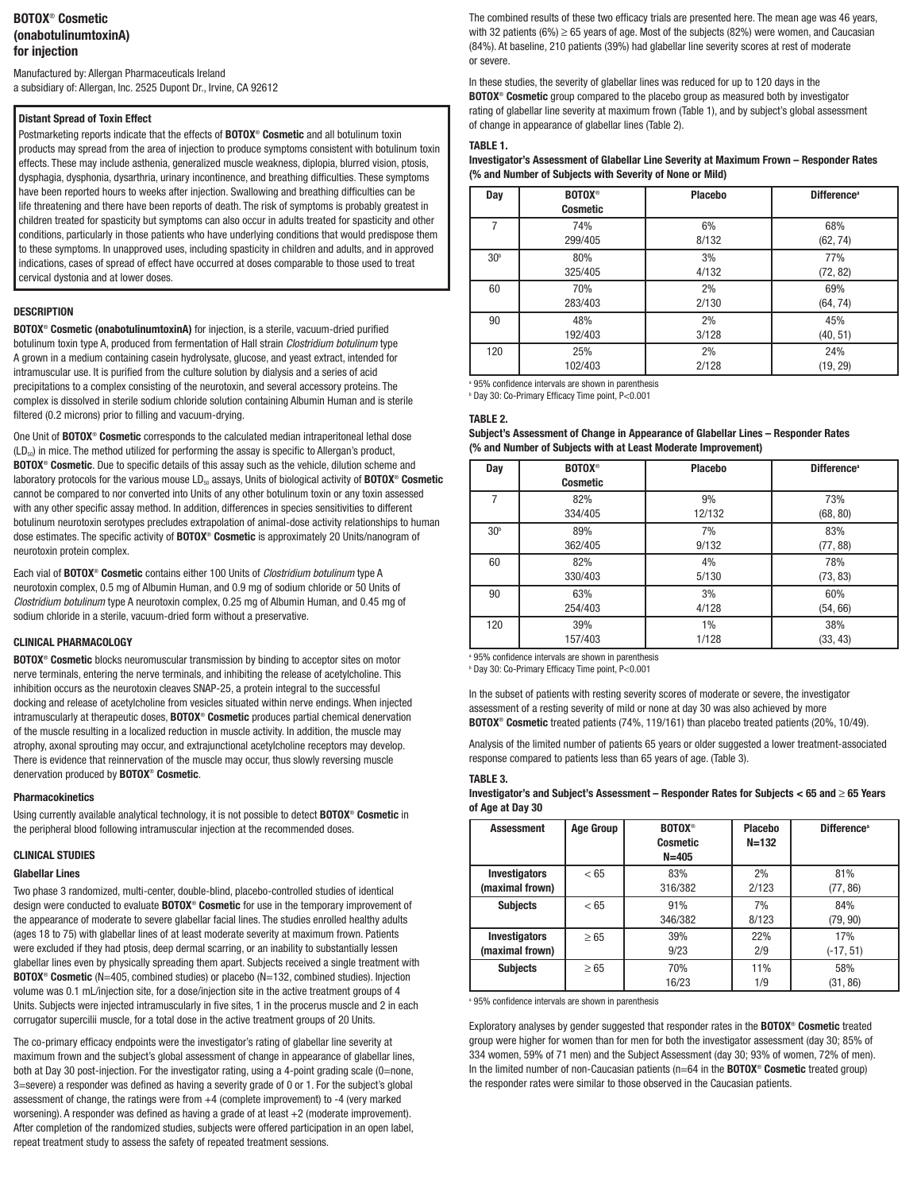# BOTOX® Cosmetic (onabotulinumtoxinA) for injection

Manufactured by: Allergan Pharmaceuticals Ireland
a subsidiary of: Allergan, Inc. 2525 Dupont Dr., Irvine, CA 92612

**Distant Spread of Toxin Effect**

Postmarketing reports indicate that the effects of **BOTOX® Cosmetic** and all botulinum toxin products may spread from the area of injection to produce symptoms consistent with botulinum toxin effects. These may include asthenia, generalized muscle weakness, diplopia, blurred vision, ptosis, dysphagia, dysphonia, dysarthria, urinary incontinence, and breathing difficulties. These symptoms have been reported hours to weeks after injection. Swallowing and breathing difficulties can be life threatening and there have been reports of death. The risk of symptoms is probably greatest in children treated for spasticity but symptoms can also occur in adults treated for spasticity and other conditions, particularly in those patients who have underlying conditions that would predispose them to these symptoms. In unapproved uses, including spasticity in children and adults, and in approved indications, cases of spread of effect have occurred at doses comparable to those used to treat cervical dystonia and at lower doses.

## DESCRIPTION

**BOTOX® Cosmetic (onabotulinumtoxinA)** for injection, is a sterile, vacuum-dried purified botulinum toxin type A, produced from fermentation of Hall strain *Clostridium botulinum* type A grown in a medium containing casein hydrolysate, glucose, and yeast extract, intended for intramuscular use. It is purified from the culture solution by dialysis and a series of acid precipitations to a complex consisting of the neurotoxin, and several accessory proteins. The complex is dissolved in sterile sodium chloride solution containing Albumin Human and is sterile filtered (0.2 microns) prior to filling and vacuum-drying.

One Unit of **BOTOX® Cosmetic** corresponds to the calculated median intraperitoneal lethal dose ($LD_{50}$) in mice. The method utilized for performing the assay is specific to Allergan's product, **BOTOX® Cosmetic**. Due to specific details of this assay such as the vehicle, dilution scheme and laboratory protocols for the various mouse $LD_{50}$ assays, Units of biological activity of **BOTOX® Cosmetic** cannot be compared to nor converted into Units of any other botulinum toxin or any toxin assessed with any other specific assay method. In addition, differences in species sensitivities to different botulinum neurotoxin serotypes precludes extrapolation of animal-dose activity relationships to human dose estimates. The specific activity of **BOTOX® Cosmetic** is approximately 20 Units/nanogram of neurotoxin protein complex.

Each vial of **BOTOX® Cosmetic** contains either 100 Units of *Clostridium botulinum* type A neurotoxin complex, 0.5 mg of Albumin Human, and 0.9 mg of sodium chloride or 50 Units of *Clostridium botulinum* type A neurotoxin complex, 0.25 mg of Albumin Human, and 0.45 mg of sodium chloride in a sterile, vacuum-dried form without a preservative.

## CLINICAL PHARMACOLOGY

**BOTOX® Cosmetic** blocks neuromuscular transmission by binding to acceptor sites on motor nerve terminals, entering the nerve terminals, and inhibiting the release of acetylcholine. This inhibition occurs as the neurotoxin cleaves SNAP-25, a protein integral to the successful docking and release of acetylcholine from vesicles situated within nerve endings. When injected intramuscularly at therapeutic doses, **BOTOX® Cosmetic** produces partial chemical denervation of the muscle resulting in a localized reduction in muscle activity. In addition, the muscle may atrophy, axonal sprouting may occur, and extrajunctional acetylcholine receptors may develop. There is evidence that reinnervation of the muscle may occur, thus slowly reversing muscle denervation produced by **BOTOX® Cosmetic**.

### Pharmacokinetics

Using currently available analytical technology, it is not possible to detect **BOTOX® Cosmetic** in the peripheral blood following intramuscular injection at the recommended doses.

## CLINICAL STUDIES

### Glabellar Lines

Two phase 3 randomized, multi-center, double-blind, placebo-controlled studies of identical design were conducted to evaluate **BOTOX® Cosmetic** for use in the temporary improvement of the appearance of moderate to severe glabellar facial lines. The studies enrolled healthy adults (ages 18 to 75) with glabellar lines of at least moderate severity at maximum frown. Patients were excluded if they had ptosis, deep dermal scarring, or an inability to substantially lessen glabellar lines even by physically spreading them apart. Subjects received a single treatment with **BOTOX® Cosmetic** (N=405, combined studies) or placebo (N=132, combined studies). Injection volume was 0.1 mL/injection site, for a dose/injection site in the active treatment groups of 4 Units. Subjects were injected intramuscularly in five sites, 1 in the procerus muscle and 2 in each corrugator supercilii muscle, for a total dose in the active treatment groups of 20 Units.

The co-primary efficacy endpoints were the investigator's rating of glabellar line severity at maximum frown and the subject's global assessment of change in appearance of glabellar lines, both at Day 30 post-injection. For the investigator rating, using a 4-point grading scale (0=none, 3=severe) a responder was defined as having a severity grade of 0 or 1. For the subject's global assessment of change, the ratings were from +4 (complete improvement) to -4 (very marked worsening). A responder was defined as having a grade of at least +2 (moderate improvement). After completion of the randomized studies, subjects were offered participation in an open label, repeat treatment study to assess the safety of repeated treatment sessions.

The combined results of these two efficacy trials are presented here. The mean age was 46 years, with 32 patients (6%) ≥ 65 years of age. Most of the subjects (82%) were women, and Caucasian (84%). At baseline, 210 patients (39%) had glabellar line severity scores at rest of moderate or severe.

In these studies, the severity of glabellar lines was reduced for up to 120 days in the **BOTOX® Cosmetic** group compared to the placebo group as measured both by investigator rating of glabellar line severity at maximum frown (Table 1), and by subject's global assessment of change in appearance of glabellar lines (Table 2).

**TABLE 1.**
**Investigator's Assessment of Glabellar Line Severity at Maximum Frown – Responder Rates (% and Number of Subjects with Severity of None or Mild)**

| Day | BOTOX® Cosmetic | Placebo | Difference[a] |
|---|---|---|---|
| 7 | 74% 299/405 | 6% 8/132 | 68% (62, 74) |
| 30[b] | 80% 325/405 | 3% 4/132 | 77% (72, 82) |
| 60 | 70% 283/403 | 2% 2/130 | 69% (64, 74) |
| 90 | 48% 192/403 | 2% 3/128 | 45% (40, 51) |
| 120 | 25% 102/403 | 2% 2/128 | 24% (19, 29) |

[a] 95% confidence intervals are shown in parenthesis
[b] Day 30: Co-Primary Efficacy Time point, P<0.001

**TABLE 2.**
**Subject's Assessment of Change in Appearance of Glabellar Lines – Responder Rates (% and Number of Subjects with at Least Moderate Improvement)**

| Day | BOTOX® Cosmetic | Placebo | Difference[a] |
|---|---|---|---|
| 7 | 82% 334/405 | 9% 12/132 | 73% (68, 80) |
| 30[b] | 89% 362/405 | 7% 9/132 | 83% (77, 88) |
| 60 | 82% 330/403 | 4% 5/130 | 78% (73, 83) |
| 90 | 63% 254/403 | 3% 4/128 | 60% (54, 66) |
| 120 | 39% 157/403 | 1% 1/128 | 38% (33, 43) |

[a] 95% confidence intervals are shown in parenthesis
[b] Day 30: Co-Primary Efficacy Time point, P<0.001

In the subset of patients with resting severity scores of moderate or severe, the investigator assessment of a resting severity of mild or none at day 30 was also achieved by more **BOTOX® Cosmetic** treated patients (74%, 119/161) than placebo treated patients (20%, 10/49).

Analysis of the limited number of patients 65 years or older suggested a lower treatment-associated response compared to patients less than 65 years of age. (Table 3).

**TABLE 3.**
**Investigator's and Subject's Assessment – Responder Rates for Subjects < 65 and ≥ 65 Years of Age at Day 30**

| Assessment | Age Group | BOTOX® Cosmetic N=405 | Placebo N=132 | Difference[a] |
|---|---|---|---|---|
| Investigators (maximal frown) | < 65 | 83% 316/382 | 2% 2/123 | 81% (77, 86) |
| Subjects | < 65 | 91% 346/382 | 7% 8/123 | 84% (79, 90) |
| Investigators (maximal frown) | ≥ 65 | 39% 9/23 | 22% 2/9 | 17% (-17, 51) |
| Subjects | ≥ 65 | 70% 16/23 | 11% 1/9 | 58% (31, 86) |

[a] 95% confidence intervals are shown in parenthesis

Exploratory analyses by gender suggested that responder rates in the **BOTOX® Cosmetic** treated group were higher for women than for men for both the investigator assessment (day 30; 85% of 334 women, 59% of 71 men) and the Subject Assessment (day 30; 93% of women, 72% of men). In the limited number of non-Caucasian patients (n=64 in the **BOTOX® Cosmetic** treated group) the responder rates were similar to those observed in the Caucasian patients.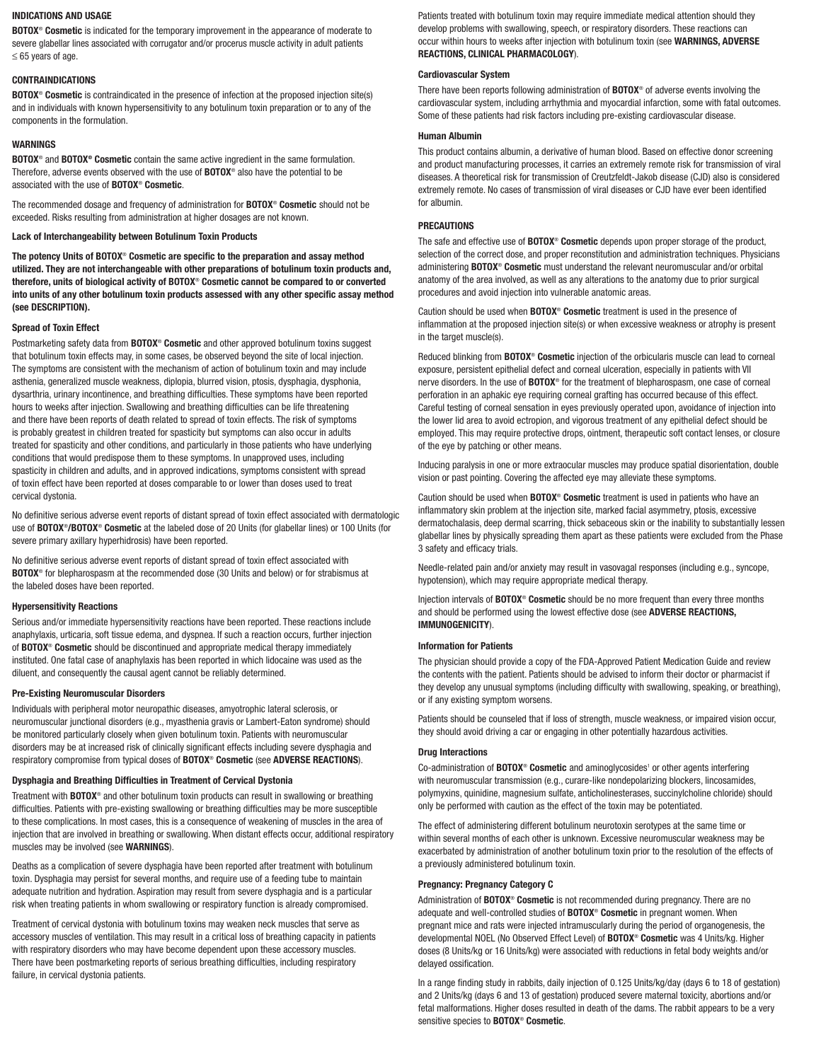## INDICATIONS AND USAGE

**BOTOX® Cosmetic** is indicated for the temporary improvement in the appearance of moderate to severe glabellar lines associated with corrugator and/or procerus muscle activity in adult patients ≤ 65 years of age.

## CONTRAINDICATIONS

**BOTOX® Cosmetic** is contraindicated in the presence of infection at the proposed injection site(s) and in individuals with known hypersensitivity to any botulinum toxin preparation or to any of the components in the formulation.

## WARNINGS

**BOTOX®** and **BOTOX® Cosmetic** contain the same active ingredient in the same formulation. Therefore, adverse events observed with the use of **BOTOX®** also have the potential to be associated with the use of **BOTOX® Cosmetic**.

The recommended dosage and frequency of administration for **BOTOX® Cosmetic** should not be exceeded. Risks resulting from administration at higher dosages are not known.

### Lack of Interchangeability between Botulinum Toxin Products

**The potency Units of BOTOX® Cosmetic are specific to the preparation and assay method utilized. They are not interchangeable with other preparations of botulinum toxin products and, therefore, units of biological activity of BOTOX® Cosmetic cannot be compared to or converted into units of any other botulinum toxin products assessed with any other specific assay method (see DESCRIPTION).**

### Spread of Toxin Effect

Postmarketing safety data from **BOTOX® Cosmetic** and other approved botulinum toxins suggest that botulinum toxin effects may, in some cases, be observed beyond the site of local injection. The symptoms are consistent with the mechanism of action of botulinum toxin and may include asthenia, generalized muscle weakness, diplopia, blurred vision, ptosis, dysphagia, dysphonia, dysarthria, urinary incontinence, and breathing difficulties. These symptoms have been reported hours to weeks after injection. Swallowing and breathing difficulties can be life threatening and there have been reports of death related to spread of toxin effects. The risk of symptoms is probably greatest in children treated for spasticity but symptoms can also occur in adults treated for spasticity and other conditions, and particularly in those patients who have underlying conditions that would predispose them to these symptoms. In unapproved uses, including spasticity in children and adults, and in approved indications, symptoms consistent with spread of toxin effect have been reported at doses comparable to or lower than doses used to treat cervical dystonia.

No definitive serious adverse event reports of distant spread of toxin effect associated with dermatologic use of **BOTOX®/BOTOX® Cosmetic** at the labeled dose of 20 Units (for glabellar lines) or 100 Units (for severe primary axillary hyperhidrosis) have been reported.

No definitive serious adverse event reports of distant spread of toxin effect associated with **BOTOX®** for blepharospasm at the recommended dose (30 Units and below) or for strabismus at the labeled doses have been reported.

### Hypersensitivity Reactions

Serious and/or immediate hypersensitivity reactions have been reported. These reactions include anaphylaxis, urticaria, soft tissue edema, and dyspnea. If such a reaction occurs, further injection of **BOTOX® Cosmetic** should be discontinued and appropriate medical therapy immediately instituted. One fatal case of anaphylaxis has been reported in which lidocaine was used as the diluent, and consequently the causal agent cannot be reliably determined.

### Pre-Existing Neuromuscular Disorders

Individuals with peripheral motor neuropathic diseases, amyotrophic lateral sclerosis, or neuromuscular junctional disorders (e.g., myasthenia gravis or Lambert-Eaton syndrome) should be monitored particularly closely when given botulinum toxin. Patients with neuromuscular disorders may be at increased risk of clinically significant effects including severe dysphagia and respiratory compromise from typical doses of **BOTOX® Cosmetic** (see **ADVERSE REACTIONS**).

### Dysphagia and Breathing Difficulties in Treatment of Cervical Dystonia

Treatment with **BOTOX®** and other botulinum toxin products can result in swallowing or breathing difficulties. Patients with pre-existing swallowing or breathing difficulties may be more susceptible to these complications. In most cases, this is a consequence of weakening of muscles in the area of injection that are involved in breathing or swallowing. When distant effects occur, additional respiratory muscles may be involved (see **WARNINGS**).

Deaths as a complication of severe dysphagia have been reported after treatment with botulinum toxin. Dysphagia may persist for several months, and require use of a feeding tube to maintain adequate nutrition and hydration. Aspiration may result from severe dysphagia and is a particular risk when treating patients in whom swallowing or respiratory function is already compromised.

Treatment of cervical dystonia with botulinum toxins may weaken neck muscles that serve as accessory muscles of ventilation. This may result in a critical loss of breathing capacity in patients with respiratory disorders who may have become dependent upon these accessory muscles. There have been postmarketing reports of serious breathing difficulties, including respiratory failure, in cervical dystonia patients.

Patients treated with botulinum toxin may require immediate medical attention should they develop problems with swallowing, speech, or respiratory disorders. These reactions can occur within hours to weeks after injection with botulinum toxin (see **WARNINGS, ADVERSE REACTIONS, CLINICAL PHARMACOLOGY**).

### Cardiovascular System

There have been reports following administration of **BOTOX®** of adverse events involving the cardiovascular system, including arrhythmia and myocardial infarction, some with fatal outcomes. Some of these patients had risk factors including pre-existing cardiovascular disease.

### Human Albumin

This product contains albumin, a derivative of human blood. Based on effective donor screening and product manufacturing processes, it carries an extremely remote risk for transmission of viral diseases. A theoretical risk for transmission of Creutzfeldt-Jakob disease (CJD) also is considered extremely remote. No cases of transmission of viral diseases or CJD have ever been identified for albumin.

## PRECAUTIONS

The safe and effective use of **BOTOX® Cosmetic** depends upon proper storage of the product, selection of the correct dose, and proper reconstitution and administration techniques. Physicians administering **BOTOX® Cosmetic** must understand the relevant neuromuscular and/or orbital anatomy of the area involved, as well as any alterations to the anatomy due to prior surgical procedures and avoid injection into vulnerable anatomic areas.

Caution should be used when **BOTOX® Cosmetic** treatment is used in the presence of inflammation at the proposed injection site(s) or when excessive weakness or atrophy is present in the target muscle(s).

Reduced blinking from **BOTOX® Cosmetic** injection of the orbicularis muscle can lead to corneal exposure, persistent epithelial defect and corneal ulceration, especially in patients with VII nerve disorders. In the use of **BOTOX®** for the treatment of blepharospasm, one case of corneal perforation in an aphakic eye requiring corneal grafting has occurred because of this effect. Careful testing of corneal sensation in eyes previously operated upon, avoidance of injection into the lower lid area to avoid ectropion, and vigorous treatment of any epithelial defect should be employed. This may require protective drops, ointment, therapeutic soft contact lenses, or closure of the eye by patching or other means.

Inducing paralysis in one or more extraocular muscles may produce spatial disorientation, double vision or past pointing. Covering the affected eye may alleviate these symptoms.

Caution should be used when **BOTOX® Cosmetic** treatment is used in patients who have an inflammatory skin problem at the injection site, marked facial asymmetry, ptosis, excessive dermatochalasis, deep dermal scarring, thick sebaceous skin or the inability to substantially lessen glabellar lines by physically spreading them apart as these patients were excluded from the Phase 3 safety and efficacy trials.

Needle-related pain and/or anxiety may result in vasovagal responses (including e.g., syncope, hypotension), which may require appropriate medical therapy.

Injection intervals of **BOTOX® Cosmetic** should be no more frequent than every three months and should be performed using the lowest effective dose (see **ADVERSE REACTIONS, IMMUNOGENICITY**).

### Information for Patients

The physician should provide a copy of the FDA-Approved Patient Medication Guide and review the contents with the patient. Patients should be advised to inform their doctor or pharmacist if they develop any unusual symptoms (including difficulty with swallowing, speaking, or breathing), or if any existing symptom worsens.

Patients should be counseled that if loss of strength, muscle weakness, or impaired vision occur, they should avoid driving a car or engaging in other potentially hazardous activities.

### Drug Interactions

Co-administration of **BOTOX® Cosmetic** and aminoglycosides[1] or other agents interfering with neuromuscular transmission (e.g., curare-like nondepolarizing blockers, lincosamides, polymyxins, quinidine, magnesium sulfate, anticholinesterases, succinylcholine chloride) should only be performed with caution as the effect of the toxin may be potentiated.

The effect of administering different botulinum neurotoxin serotypes at the same time or within several months of each other is unknown. Excessive neuromuscular weakness may be exacerbated by administration of another botulinum toxin prior to the resolution of the effects of a previously administered botulinum toxin.

### Pregnancy: Pregnancy Category C

Administration of **BOTOX® Cosmetic** is not recommended during pregnancy. There are no adequate and well-controlled studies of **BOTOX® Cosmetic** in pregnant women. When pregnant mice and rats were injected intramuscularly during the period of organogenesis, the developmental NOEL (No Observed Effect Level) of **BOTOX® Cosmetic** was 4 Units/kg. Higher doses (8 Units/kg or 16 Units/kg) were associated with reductions in fetal body weights and/or delayed ossification.

In a range finding study in rabbits, daily injection of 0.125 Units/kg/day (days 6 to 18 of gestation) and 2 Units/kg (days 6 and 13 of gestation) produced severe maternal toxicity, abortions and/or fetal malformations. Higher doses resulted in death of the dams. The rabbit appears to be a very sensitive species to **BOTOX® Cosmetic**.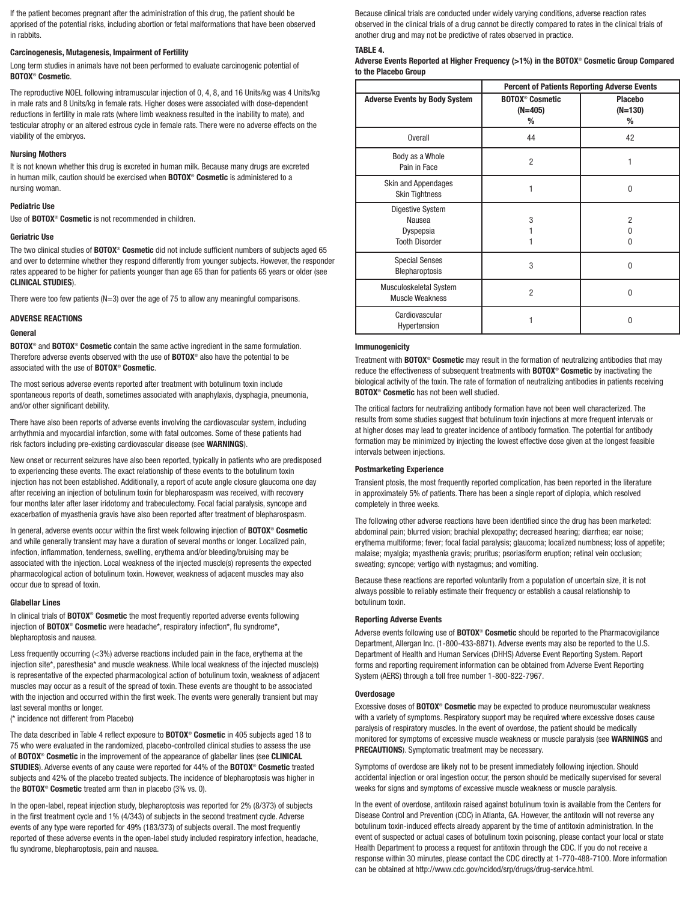If the patient becomes pregnant after the administration of this drug, the patient should be apprised of the potential risks, including abortion or fetal malformations that have been observed in rabbits.

**Carcinogenesis, Mutagenesis, Impairment of Fertility**

Long term studies in animals have not been performed to evaluate carcinogenic potential of **BOTOX® Cosmetic**.

The reproductive NOEL following intramuscular injection of 0, 4, 8, and 16 Units/kg was 4 Units/kg in male rats and 8 Units/kg in female rats. Higher doses were associated with dose-dependent reductions in fertility in male rats (where limb weakness resulted in the inability to mate), and testicular atrophy or an altered estrous cycle in female rats. There were no adverse effects on the viability of the embryos.

**Nursing Mothers**

It is not known whether this drug is excreted in human milk. Because many drugs are excreted in human milk, caution should be exercised when **BOTOX® Cosmetic** is administered to a nursing woman.

**Pediatric Use**

Use of **BOTOX® Cosmetic** is not recommended in children.

**Geriatric Use**

The two clinical studies of **BOTOX® Cosmetic** did not include sufficient numbers of subjects aged 65 and over to determine whether they respond differently from younger subjects. However, the responder rates appeared to be higher for patients younger than age 65 than for patients 65 years or older (see **CLINICAL STUDIES**).

There were too few patients (N=3) over the age of 75 to allow any meaningful comparisons.

## ADVERSE REACTIONS

**General**

**BOTOX®** and **BOTOX® Cosmetic** contain the same active ingredient in the same formulation. Therefore adverse events observed with the use of **BOTOX®** also have the potential to be associated with the use of **BOTOX® Cosmetic**.

The most serious adverse events reported after treatment with botulinum toxin include spontaneous reports of death, sometimes associated with anaphylaxis, dysphagia, pneumonia, and/or other significant debility.

There have also been reports of adverse events involving the cardiovascular system, including arrhythmia and myocardial infarction, some with fatal outcomes. Some of these patients had risk factors including pre-existing cardiovascular disease (see **WARNINGS**).

New onset or recurrent seizures have also been reported, typically in patients who are predisposed to experiencing these events. The exact relationship of these events to the botulinum toxin injection has not been established. Additionally, a report of acute angle closure glaucoma one day after receiving an injection of botulinum toxin for blepharospasm was received, with recovery four months later after laser iridotomy and trabeculectomy. Focal facial paralysis, syncope and exacerbation of myasthenia gravis have also been reported after treatment of blepharospasm.

In general, adverse events occur within the first week following injection of **BOTOX® Cosmetic** and while generally transient may have a duration of several months or longer. Localized pain, infection, inflammation, tenderness, swelling, erythema and/or bleeding/bruising may be associated with the injection. Local weakness of the injected muscle(s) represents the expected pharmacological action of botulinum toxin. However, weakness of adjacent muscles may also occur due to spread of toxin.

**Glabellar Lines**

In clinical trials of **BOTOX® Cosmetic** the most frequently reported adverse events following injection of **BOTOX® Cosmetic** were headache*, respiratory infection*, flu syndrome*, blepharoptosis and nausea.

Less frequently occurring (<3%) adverse reactions included pain in the face, erythema at the injection site*, paresthesia* and muscle weakness. While local weakness of the injected muscle(s) is representative of the expected pharmacological action of botulinum toxin, weakness of adjacent muscles may occur as a result of the spread of toxin. These events are thought to be associated with the injection and occurred within the first week. The events were generally transient but may last several months or longer.

(* incidence not different from Placebo)

The data described in Table 4 reflect exposure to **BOTOX® Cosmetic** in 405 subjects aged 18 to 75 who were evaluated in the randomized, placebo-controlled clinical studies to assess the use of **BOTOX® Cosmetic** in the improvement of the appearance of glabellar lines (see **CLINICAL STUDIES**). Adverse events of any cause were reported for 44% of the **BOTOX® Cosmetic** treated subjects and 42% of the placebo treated subjects. The incidence of blepharoptosis was higher in the **BOTOX® Cosmetic** treated arm than in placebo (3% vs. 0).

In the open-label, repeat injection study, blepharoptosis was reported for 2% (8/373) of subjects in the first treatment cycle and 1% (4/343) of subjects in the second treatment cycle. Adverse events of any type were reported for 49% (183/373) of subjects overall. The most frequently reported of these adverse events in the open-label study included respiratory infection, headache, flu syndrome, blepharoptosis, pain and nausea.

Because clinical trials are conducted under widely varying conditions, adverse reaction rates observed in the clinical trials of a drug cannot be directly compared to rates in the clinical trials of another drug and may not be predictive of rates observed in practice.

**TABLE 4.**
**Adverse Events Reported at Higher Frequency (>1%) in the BOTOX® Cosmetic Group Compared to the Placebo Group**

| | Percent of Patients Reporting Adverse Events | |
|---|---|---|
| **Adverse Events by Body System** | **BOTOX® Cosmetic (N=405) %** | **Placebo (N=130) %** |
| Overall | 44 | 42 |
| Body as a Whole | | |
| Pain in Face | 2 | 1 |
| Skin and Appendages | | |
| Skin Tightness | 1 | 0 |
| Digestive System | | |
| Nausea | 3 | 2 |
| Dyspepsia | 1 | 0 |
| Tooth Disorder | 1 | 0 |
| Special Senses | | |
| Blepharoptosis | 3 | 0 |
| Musculoskeletal System | | |
| Muscle Weakness | 2 | 0 |
| Cardiovascular | | |
| Hypertension | 1 | 0 |

**Immunogenicity**

Treatment with **BOTOX® Cosmetic** may result in the formation of neutralizing antibodies that may reduce the effectiveness of subsequent treatments with **BOTOX® Cosmetic** by inactivating the biological activity of the toxin. The rate of formation of neutralizing antibodies in patients receiving **BOTOX® Cosmetic** has not been well studied.

The critical factors for neutralizing antibody formation have not been well characterized. The results from some studies suggest that botulinum toxin injections at more frequent intervals or at higher doses may lead to greater incidence of antibody formation. The potential for antibody formation may be minimized by injecting the lowest effective dose given at the longest feasible intervals between injections.

**Postmarketing Experience**

Transient ptosis, the most frequently reported complication, has been reported in the literature in approximately 5% of patients. There has been a single report of diplopia, which resolved completely in three weeks.

The following other adverse reactions have been identified since the drug has been marketed: abdominal pain; blurred vision; brachial plexopathy; decreased hearing; diarrhea; ear noise; erythema multiforme; fever; focal facial paralysis; glaucoma; localized numbness; loss of appetite; malaise; myalgia; myasthenia gravis; pruritus; psoriasiform eruption; retinal vein occlusion; sweating; syncope; vertigo with nystagmus; and vomiting.

Because these reactions are reported voluntarily from a population of uncertain size, it is not always possible to reliably estimate their frequency or establish a causal relationship to botulinum toxin.

**Reporting Adverse Events**

Adverse events following use of **BOTOX® Cosmetic** should be reported to the Pharmacovigilance Department, Allergan Inc. (1-800-433-8871). Adverse events may also be reported to the U.S. Department of Health and Human Services (DHHS) Adverse Event Reporting System. Report forms and reporting requirement information can be obtained from Adverse Event Reporting System (AERS) through a toll free number 1-800-822-7967.

**Overdosage**

Excessive doses of **BOTOX® Cosmetic** may be expected to produce neuromuscular weakness with a variety of symptoms. Respiratory support may be required where excessive doses cause paralysis of respiratory muscles. In the event of overdose, the patient should be medically monitored for symptoms of excessive muscle weakness or muscle paralysis (see **WARNINGS** and **PRECAUTIONS**). Symptomatic treatment may be necessary.

Symptoms of overdose are likely not to be present immediately following injection. Should accidental injection or oral ingestion occur, the person should be medically supervised for several weeks for signs and symptoms of excessive muscle weakness or muscle paralysis.

In the event of overdose, antitoxin raised against botulinum toxin is available from the Centers for Disease Control and Prevention (CDC) in Atlanta, GA. However, the antitoxin will not reverse any botulinum toxin-induced effects already apparent by the time of antitoxin administration. In the event of suspected or actual cases of botulinum toxin poisoning, please contact your local or state Health Department to process a request for antitoxin through the CDC. If you do not receive a response within 30 minutes, please contact the CDC directly at 1-770-488-7100. More information can be obtained at http://www.cdc.gov/ncidod/srp/drugs/drug-service.html.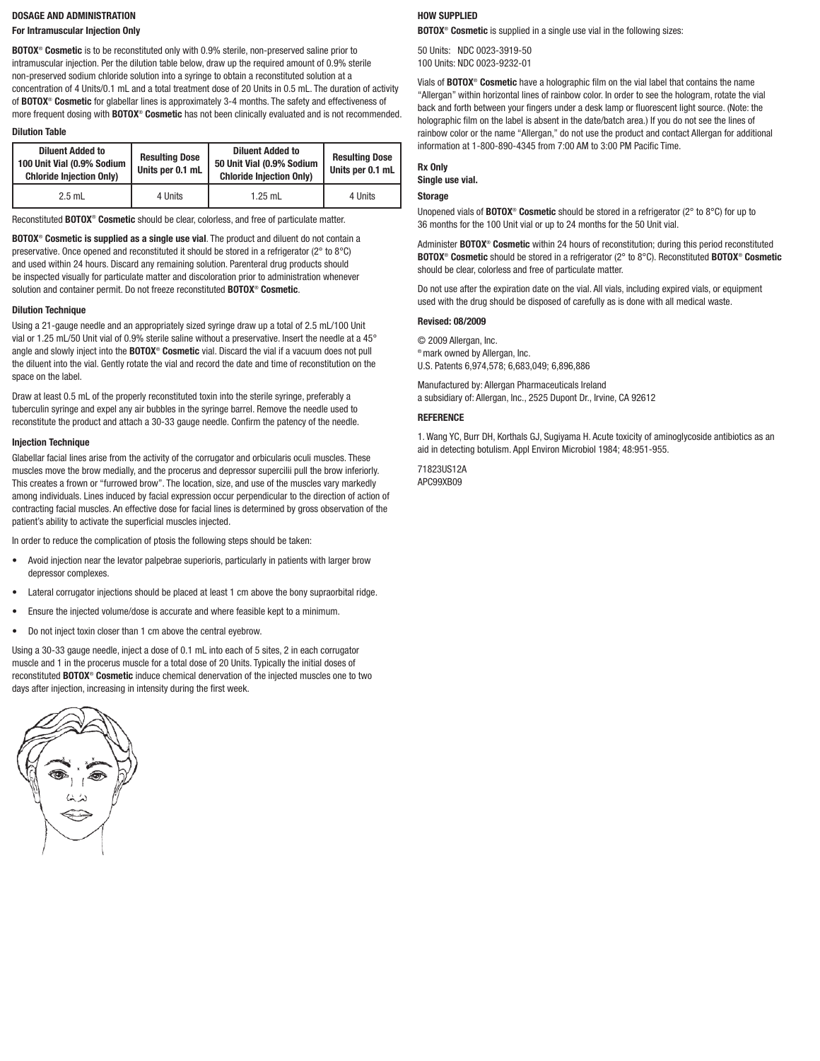## DOSAGE AND ADMINISTRATION

### For Intramuscular Injection Only

**BOTOX® Cosmetic** is to be reconstituted only with 0.9% sterile, non-preserved saline prior to intramuscular injection. Per the dilution table below, draw up the required amount of 0.9% sterile non-preserved sodium chloride solution into a syringe to obtain a reconstituted solution at a concentration of 4 Units/0.1 mL and a total treatment dose of 20 Units in 0.5 mL. The duration of activity of **BOTOX® Cosmetic** for glabellar lines is approximately 3-4 months. The safety and effectiveness of more frequent dosing with **BOTOX® Cosmetic** has not been clinically evaluated and is not recommended.

**Dilution Table**

| Diluent Added to 100 Unit Vial (0.9% Sodium Chloride Injection Only) | Resulting Dose Units per 0.1 mL | Diluent Added to 50 Unit Vial (0.9% Sodium Chloride Injection Only) | Resulting Dose Units per 0.1 mL |
|---|---|---|---|
| 2.5 mL | 4 Units | 1.25 mL | 4 Units |

Reconstituted **BOTOX® Cosmetic** should be clear, colorless, and free of particulate matter.

**BOTOX® Cosmetic is supplied as a single use vial**. The product and diluent do not contain a preservative. Once opened and reconstituted it should be stored in a refrigerator (2° to 8°C) and used within 24 hours. Discard any remaining solution. Parenteral drug products should be inspected visually for particulate matter and discoloration prior to administration whenever solution and container permit. Do not freeze reconstituted **BOTOX® Cosmetic**.

**Dilution Technique**

Using a 21-gauge needle and an appropriately sized syringe draw up a total of 2.5 mL/100 Unit vial or 1.25 mL/50 Unit vial of 0.9% sterile saline without a preservative. Insert the needle at a 45° angle and slowly inject into the **BOTOX® Cosmetic** vial. Discard the vial if a vacuum does not pull the diluent into the vial. Gently rotate the vial and record the date and time of reconstitution on the space on the label.

Draw at least 0.5 mL of the properly reconstituted toxin into the sterile syringe, preferably a tuberculin syringe and expel any air bubbles in the syringe barrel. Remove the needle used to reconstitute the product and attach a 30-33 gauge needle. Confirm the patency of the needle.

**Injection Technique**

Glabellar facial lines arise from the activity of the corrugator and orbicularis oculi muscles. These muscles move the brow medially, and the procerus and depressor supercilii pull the brow inferiorly. This creates a frown or "furrowed brow". The location, size, and use of the muscles vary markedly among individuals. Lines induced by facial expression occur perpendicular to the direction of action of contracting facial muscles. An effective dose for facial lines is determined by gross observation of the patient's ability to activate the superficial muscles injected.

In order to reduce the complication of ptosis the following steps should be taken:

- Avoid injection near the levator palpebrae superioris, particularly in patients with larger brow depressor complexes.
- Lateral corrugator injections should be placed at least 1 cm above the bony supraorbital ridge.
- Ensure the injected volume/dose is accurate and where feasible kept to a minimum.
- Do not inject toxin closer than 1 cm above the central eyebrow.

Using a 30-33 gauge needle, inject a dose of 0.1 mL into each of 5 sites, 2 in each corrugator muscle and 1 in the procerus muscle for a total dose of 20 Units. Typically the initial doses of reconstituted **BOTOX® Cosmetic** induce chemical denervation of the injected muscles one to two days after injection, increasing in intensity during the first week.

## HOW SUPPLIED

**BOTOX® Cosmetic** is supplied in a single use vial in the following sizes:

50 Units: NDC 0023-3919-50
100 Units: NDC 0023-9232-01

Vials of **BOTOX® Cosmetic** have a holographic film on the vial label that contains the name "Allergan" within horizontal lines of rainbow color. In order to see the hologram, rotate the vial back and forth between your fingers under a desk lamp or fluorescent light source. (Note: the holographic film on the label is absent in the date/batch area.) If you do not see the lines of rainbow color or the name "Allergan," do not use the product and contact Allergan for additional information at 1-800-890-4345 from 7:00 AM to 3:00 PM Pacific Time.

**Rx Only**
**Single use vial.**

**Storage**

Unopened vials of **BOTOX® Cosmetic** should be stored in a refrigerator (2° to 8°C) for up to 36 months for the 100 Unit vial or up to 24 months for the 50 Unit vial.

Administer **BOTOX® Cosmetic** within 24 hours of reconstitution; during this period reconstituted **BOTOX® Cosmetic** should be stored in a refrigerator (2° to 8°C). Reconstituted **BOTOX® Cosmetic** should be clear, colorless and free of particulate matter.

Do not use after the expiration date on the vial. All vials, including expired vials, or equipment used with the drug should be disposed of carefully as is done with all medical waste.

**Revised: 08/2009**

© 2009 Allergan, Inc.
® mark owned by Allergan, Inc.
U.S. Patents 6,974,578; 6,683,049; 6,896,886

Manufactured by: Allergan Pharmaceuticals Ireland
a subsidiary of: Allergan, Inc., 2525 Dupont Dr., Irvine, CA 92612

## REFERENCE

1. Wang YC, Burr DH, Korthals GJ, Sugiyama H. Acute toxicity of aminoglycoside antibiotics as an aid in detecting botulism. Appl Environ Microbiol 1984; 48:951-955.

71823US12A
APC99XB09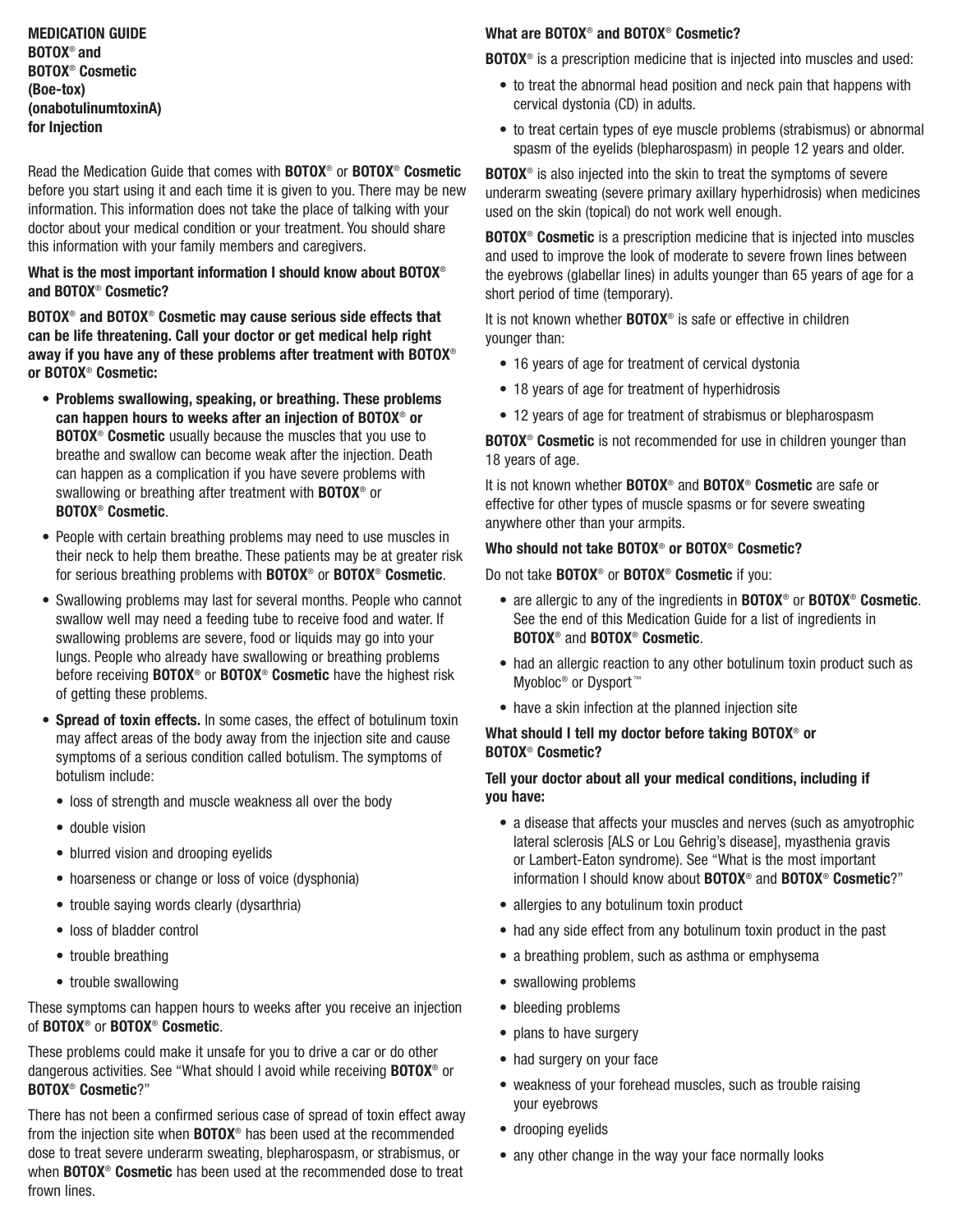**MEDICATION GUIDE**
**BOTOX® and**
**BOTOX® Cosmetic**
**(Boe-tox)**
**(onabotulinumtoxinA)**
**for Injection**

Read the Medication Guide that comes with **BOTOX®** or **BOTOX® Cosmetic** before you start using it and each time it is given to you. There may be new information. This information does not take the place of talking with your doctor about your medical condition or your treatment. You should share this information with your family members and caregivers.

**What is the most important information I should know about BOTOX® and BOTOX® Cosmetic?**

**BOTOX® and BOTOX® Cosmetic may cause serious side effects that can be life threatening. Call your doctor or get medical help right away if you have any of these problems after treatment with BOTOX® or BOTOX® Cosmetic:**

- **Problems swallowing, speaking, or breathing. These problems can happen hours to weeks after an injection of BOTOX® or BOTOX® Cosmetic** usually because the muscles that you use to breathe and swallow can become weak after the injection. Death can happen as a complication if you have severe problems with swallowing or breathing after treatment with **BOTOX®** or **BOTOX® Cosmetic**.
- People with certain breathing problems may need to use muscles in their neck to help them breathe. These patients may be at greater risk for serious breathing problems with **BOTOX®** or **BOTOX® Cosmetic**.
- Swallowing problems may last for several months. People who cannot swallow well may need a feeding tube to receive food and water. If swallowing problems are severe, food or liquids may go into your lungs. People who already have swallowing or breathing problems before receiving **BOTOX®** or **BOTOX® Cosmetic** have the highest risk of getting these problems.
- **Spread of toxin effects.** In some cases, the effect of botulinum toxin may affect areas of the body away from the injection site and cause symptoms of a serious condition called botulism. The symptoms of botulism include:
  - loss of strength and muscle weakness all over the body
  - double vision
  - blurred vision and drooping eyelids
  - hoarseness or change or loss of voice (dysphonia)
  - trouble saying words clearly (dysarthria)
  - loss of bladder control
  - trouble breathing
  - trouble swallowing

These symptoms can happen hours to weeks after you receive an injection of **BOTOX®** or **BOTOX® Cosmetic**.

These problems could make it unsafe for you to drive a car or do other dangerous activities. See "What should I avoid while receiving **BOTOX®** or **BOTOX® Cosmetic**?"

There has not been a confirmed serious case of spread of toxin effect away from the injection site when **BOTOX®** has been used at the recommended dose to treat severe underarm sweating, blepharospasm, or strabismus, or when **BOTOX® Cosmetic** has been used at the recommended dose to treat frown lines.

**What are BOTOX® and BOTOX® Cosmetic?**

**BOTOX®** is a prescription medicine that is injected into muscles and used:

- to treat the abnormal head position and neck pain that happens with cervical dystonia (CD) in adults.
- to treat certain types of eye muscle problems (strabismus) or abnormal spasm of the eyelids (blepharospasm) in people 12 years and older.

**BOTOX®** is also injected into the skin to treat the symptoms of severe underarm sweating (severe primary axillary hyperhidrosis) when medicines used on the skin (topical) do not work well enough.

**BOTOX® Cosmetic** is a prescription medicine that is injected into muscles and used to improve the look of moderate to severe frown lines between the eyebrows (glabellar lines) in adults younger than 65 years of age for a short period of time (temporary).

It is not known whether **BOTOX®** is safe or effective in children younger than:

- 16 years of age for treatment of cervical dystonia
- 18 years of age for treatment of hyperhidrosis
- 12 years of age for treatment of strabismus or blepharospasm

**BOTOX® Cosmetic** is not recommended for use in children younger than 18 years of age.

It is not known whether **BOTOX®** and **BOTOX® Cosmetic** are safe or effective for other types of muscle spasms or for severe sweating anywhere other than your armpits.

**Who should not take BOTOX® or BOTOX® Cosmetic?**

Do not take **BOTOX®** or **BOTOX® Cosmetic** if you:

- are allergic to any of the ingredients in **BOTOX®** or **BOTOX® Cosmetic**. See the end of this Medication Guide for a list of ingredients in **BOTOX®** and **BOTOX® Cosmetic**.
- had an allergic reaction to any other botulinum toxin product such as Myobloc® or Dysport™
- have a skin infection at the planned injection site

**What should I tell my doctor before taking BOTOX® or BOTOX® Cosmetic?**

**Tell your doctor about all your medical conditions, including if you have:**

- a disease that affects your muscles and nerves (such as amyotrophic lateral sclerosis [ALS or Lou Gehrig's disease], myasthenia gravis or Lambert-Eaton syndrome). See "What is the most important information I should know about **BOTOX®** and **BOTOX® Cosmetic**?"
- allergies to any botulinum toxin product
- had any side effect from any botulinum toxin product in the past
- a breathing problem, such as asthma or emphysema
- swallowing problems
- bleeding problems
- plans to have surgery
- had surgery on your face
- weakness of your forehead muscles, such as trouble raising your eyebrows
- drooping eyelids
- any other change in the way your face normally looks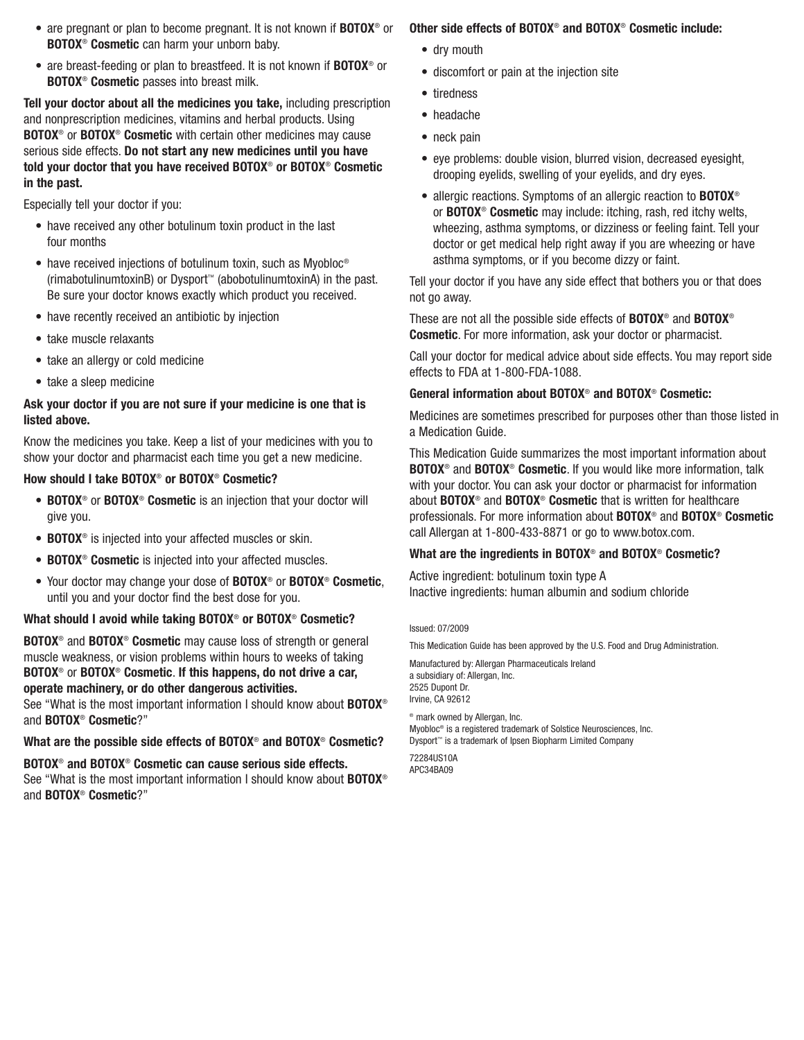- are pregnant or plan to become pregnant. It is not known if **BOTOX**® or **BOTOX® Cosmetic** can harm your unborn baby.
- are breast-feeding or plan to breastfeed. It is not known if **BOTOX**® or **BOTOX® Cosmetic** passes into breast milk.

**Tell your doctor about all the medicines you take,** including prescription and nonprescription medicines, vitamins and herbal products. Using **BOTOX**® or **BOTOX® Cosmetic** with certain other medicines may cause serious side effects. **Do not start any new medicines until you have told your doctor that you have received BOTOX® or BOTOX® Cosmetic in the past.**

Especially tell your doctor if you:

- have received any other botulinum toxin product in the last four months
- have received injections of botulinum toxin, such as Myobloc® (rimabotulinumtoxinB) or Dysport™ (abobotulinumtoxinA) in the past. Be sure your doctor knows exactly which product you received.
- have recently received an antibiotic by injection
- take muscle relaxants
- take an allergy or cold medicine
- take a sleep medicine

**Ask your doctor if you are not sure if your medicine is one that is listed above.**

Know the medicines you take. Keep a list of your medicines with you to show your doctor and pharmacist each time you get a new medicine.

**How should I take BOTOX® or BOTOX® Cosmetic?**

- **BOTOX**® or **BOTOX® Cosmetic** is an injection that your doctor will give you.
- **BOTOX**® is injected into your affected muscles or skin.
- **BOTOX® Cosmetic** is injected into your affected muscles.
- Your doctor may change your dose of **BOTOX**® or **BOTOX® Cosmetic**, until you and your doctor find the best dose for you.

**What should I avoid while taking BOTOX® or BOTOX® Cosmetic?**

**BOTOX**® and **BOTOX® Cosmetic** may cause loss of strength or general muscle weakness, or vision problems within hours to weeks of taking **BOTOX**® or **BOTOX® Cosmetic**. **If this happens, do not drive a car, operate machinery, or do other dangerous activities.**
See "What is the most important information I should know about **BOTOX**® and **BOTOX® Cosmetic**?"

**What are the possible side effects of BOTOX® and BOTOX® Cosmetic?**

**BOTOX® and BOTOX® Cosmetic can cause serious side effects.**
See "What is the most important information I should know about **BOTOX**® and **BOTOX® Cosmetic**?"

**Other side effects of BOTOX® and BOTOX® Cosmetic include:**

- dry mouth
- discomfort or pain at the injection site
- tiredness
- headache
- neck pain
- eye problems: double vision, blurred vision, decreased eyesight, drooping eyelids, swelling of your eyelids, and dry eyes.
- allergic reactions. Symptoms of an allergic reaction to **BOTOX**® or **BOTOX® Cosmetic** may include: itching, rash, red itchy welts, wheezing, asthma symptoms, or dizziness or feeling faint. Tell your doctor or get medical help right away if you are wheezing or have asthma symptoms, or if you become dizzy or faint.

Tell your doctor if you have any side effect that bothers you or that does not go away.

These are not all the possible side effects of **BOTOX**® and **BOTOX® Cosmetic**. For more information, ask your doctor or pharmacist.

Call your doctor for medical advice about side effects. You may report side effects to FDA at 1-800-FDA-1088.

**General information about BOTOX® and BOTOX® Cosmetic:**

Medicines are sometimes prescribed for purposes other than those listed in a Medication Guide.

This Medication Guide summarizes the most important information about **BOTOX**® and **BOTOX® Cosmetic**. If you would like more information, talk with your doctor. You can ask your doctor or pharmacist for information about **BOTOX**® and **BOTOX® Cosmetic** that is written for healthcare professionals. For more information about **BOTOX**® and **BOTOX® Cosmetic** call Allergan at 1-800-433-8871 or go to www.botox.com.

**What are the ingredients in BOTOX® and BOTOX® Cosmetic?**

Active ingredient: botulinum toxin type A
Inactive ingredients: human albumin and sodium chloride

Issued: 07/2009

This Medication Guide has been approved by the U.S. Food and Drug Administration.

Manufactured by: Allergan Pharmaceuticals Ireland
a subsidiary of: Allergan, Inc.
2525 Dupont Dr.
Irvine, CA 92612

® mark owned by Allergan, Inc.
Myobloc® is a registered trademark of Solstice Neurosciences, Inc.
Dysport™ is a trademark of Ipsen Biopharm Limited Company

72284US10A
APC34BA09